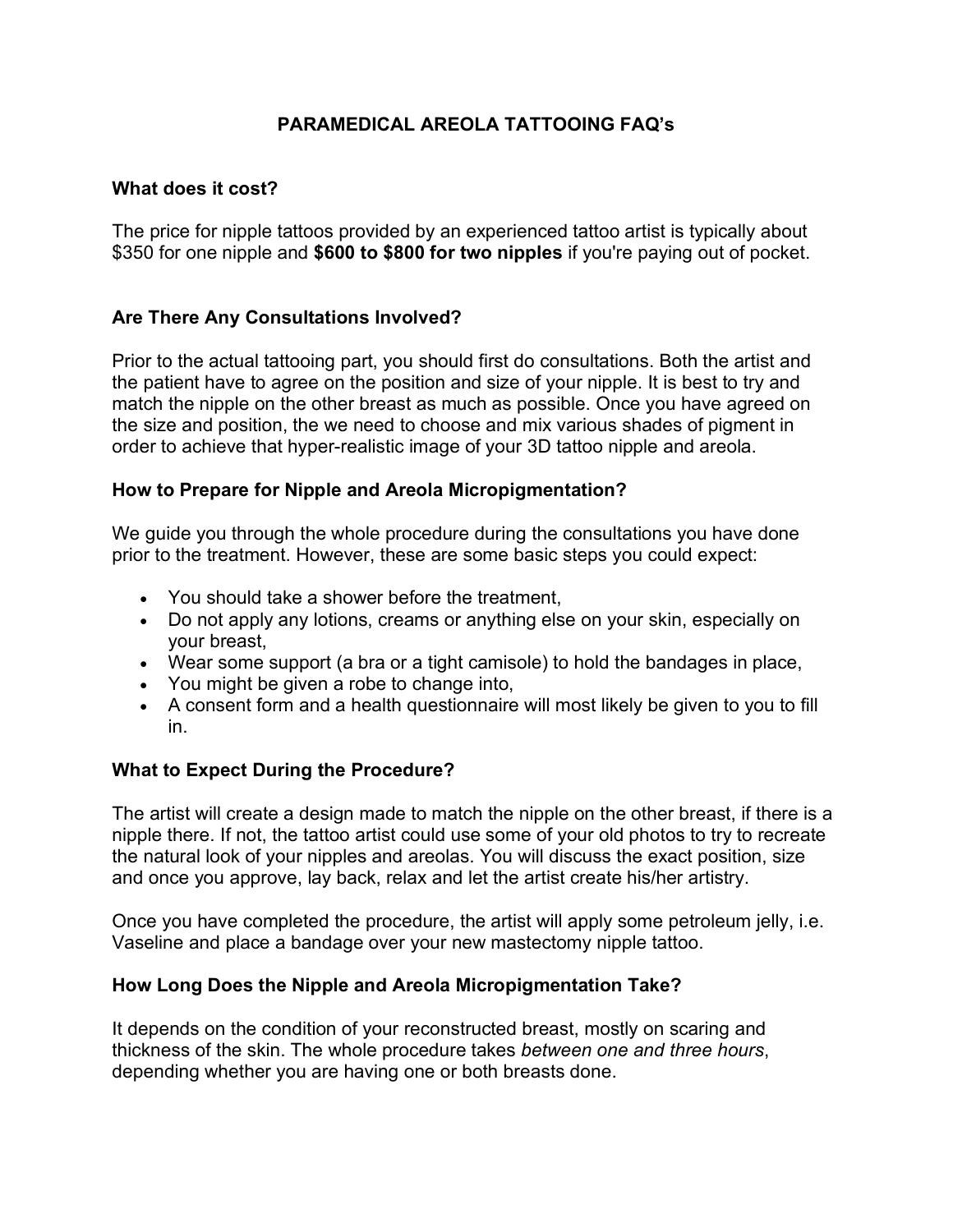# PARAMEDICAL AREOLA TATTOOING FAQ's

## What does it cost?

The price for nipple tattoos provided by an experienced tattoo artist is typically about $350 for one nipple and **$600 to $800 for two nipples** if you're paying out of pocket.

## Are There Any Consultations Involved?

Prior to the actual tattooing part, you should first do consultations. Both the artist and the patient have to agree on the position and size of your nipple. It is best to try and match the nipple on the other breast as much as possible. Once you have agreed on the size and position, the we need to choose and mix various shades of pigment in order to achieve that hyper-realistic image of your 3D tattoo nipple and areola.

## How to Prepare for Nipple and Areola Micropigmentation?

We guide you through the whole procedure during the consultations you have done prior to the treatment. However, these are some basic steps you could expect:

- You should take a shower before the treatment,
- Do not apply any lotions, creams or anything else on your skin, especially on your breast,
- Wear some support (a bra or a tight camisole) to hold the bandages in place,
- You might be given a robe to change into,
- A consent form and a health questionnaire will most likely be given to you to fill in.

## What to Expect During the Procedure?

The artist will create a design made to match the nipple on the other breast, if there is a nipple there. If not, the tattoo artist could use some of your old photos to try to recreate the natural look of your nipples and areolas. You will discuss the exact position, size and once you approve, lay back, relax and let the artist create his/her artistry.

Once you have completed the procedure, the artist will apply some petroleum jelly, i.e. Vaseline and place a bandage over your new mastectomy nipple tattoo.

## How Long Does the Nipple and Areola Micropigmentation Take?

It depends on the condition of your reconstructed breast, mostly on scaring and thickness of the skin. The whole procedure takes *between one and three hours*, depending whether you are having one or both breasts done.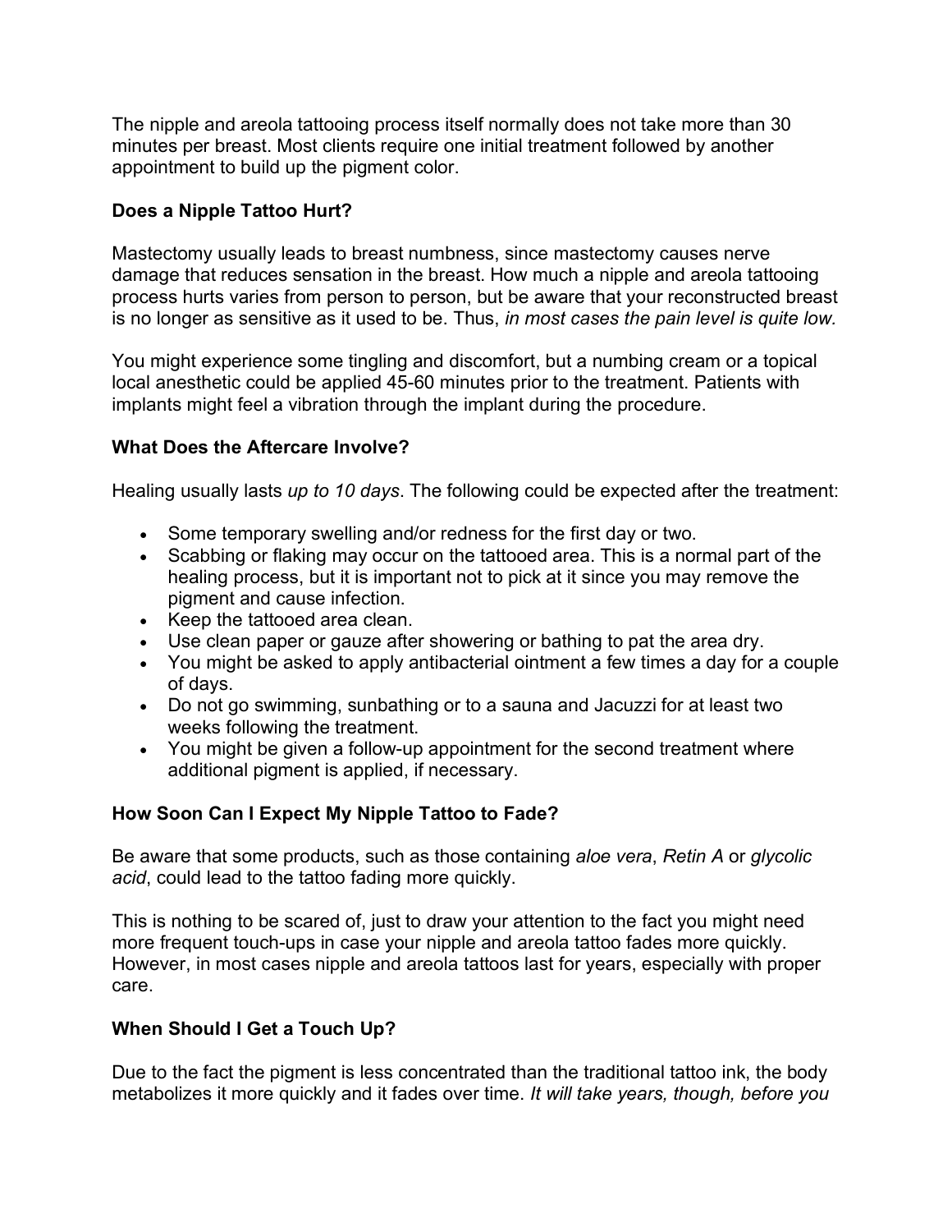The nipple and areola tattooing process itself normally does not take more than 30 minutes per breast. Most clients require one initial treatment followed by another appointment to build up the pigment color.

### Does a Nipple Tattoo Hurt?

Mastectomy usually leads to breast numbness, since mastectomy causes nerve damage that reduces sensation in the breast. How much a nipple and areola tattooing process hurts varies from person to person, but be aware that your reconstructed breast is no longer as sensitive as it used to be. Thus, *in most cases the pain level is quite low.*

You might experience some tingling and discomfort, but a numbing cream or a topical local anesthetic could be applied 45-60 minutes prior to the treatment. Patients with implants might feel a vibration through the implant during the procedure.

### What Does the Aftercare Involve?

Healing usually lasts *up to 10 days*. The following could be expected after the treatment:

- Some temporary swelling and/or redness for the first day or two.
- Scabbing or flaking may occur on the tattooed area. This is a normal part of the healing process, but it is important not to pick at it since you may remove the pigment and cause infection.
- Keep the tattooed area clean.
- Use clean paper or gauze after showering or bathing to pat the area dry.
- You might be asked to apply antibacterial ointment a few times a day for a couple of days.
- Do not go swimming, sunbathing or to a sauna and Jacuzzi for at least two weeks following the treatment.
- You might be given a follow-up appointment for the second treatment where additional pigment is applied, if necessary.

### How Soon Can I Expect My Nipple Tattoo to Fade?

Be aware that some products, such as those containing *aloe vera*, *Retin A* or *glycolic acid*, could lead to the tattoo fading more quickly.

This is nothing to be scared of, just to draw your attention to the fact you might need more frequent touch-ups in case your nipple and areola tattoo fades more quickly. However, in most cases nipple and areola tattoos last for years, especially with proper care.

### When Should I Get a Touch Up?

Due to the fact the pigment is less concentrated than the traditional tattoo ink, the body metabolizes it more quickly and it fades over time. *It will take years, though, before you*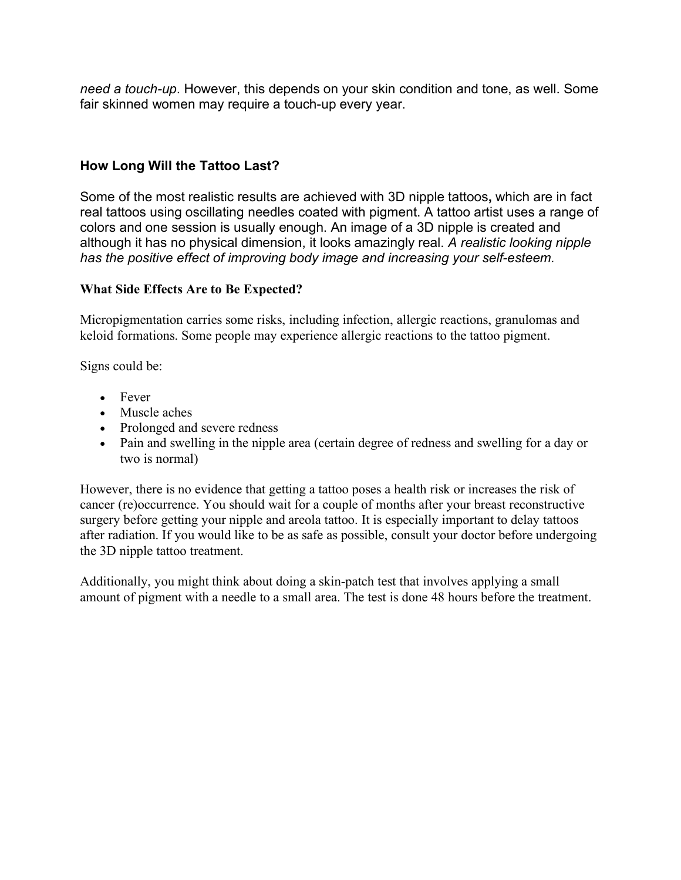*need a touch-up*. However, this depends on your skin condition and tone, as well. Some fair skinned women may require a touch-up every year.

### How Long Will the Tattoo Last?

Some of the most realistic results are achieved with 3D nipple tattoos**,** which are in fact real tattoos using oscillating needles coated with pigment. A tattoo artist uses a range of colors and one session is usually enough. An image of a 3D nipple is created and although it has no physical dimension, it looks amazingly real. *A realistic looking nipple has the positive effect of improving body image and increasing your self-esteem.*

#### What Side Effects Are to Be Expected?

Micropigmentation carries some risks, including infection, allergic reactions, granulomas and keloid formations. Some people may experience allergic reactions to the tattoo pigment.

Signs could be:

- Fever
- Muscle aches
- Prolonged and severe redness
- Pain and swelling in the nipple area (certain degree of redness and swelling for a day or two is normal)

However, there is no evidence that getting a tattoo poses a health risk or increases the risk of cancer (re)occurrence. You should wait for a couple of months after your breast reconstructive surgery before getting your nipple and areola tattoo. It is especially important to delay tattoos after radiation. If you would like to be as safe as possible, consult your doctor before undergoing the 3D nipple tattoo treatment.

Additionally, you might think about doing a skin-patch test that involves applying a small amount of pigment with a needle to a small area. The test is done 48 hours before the treatment.